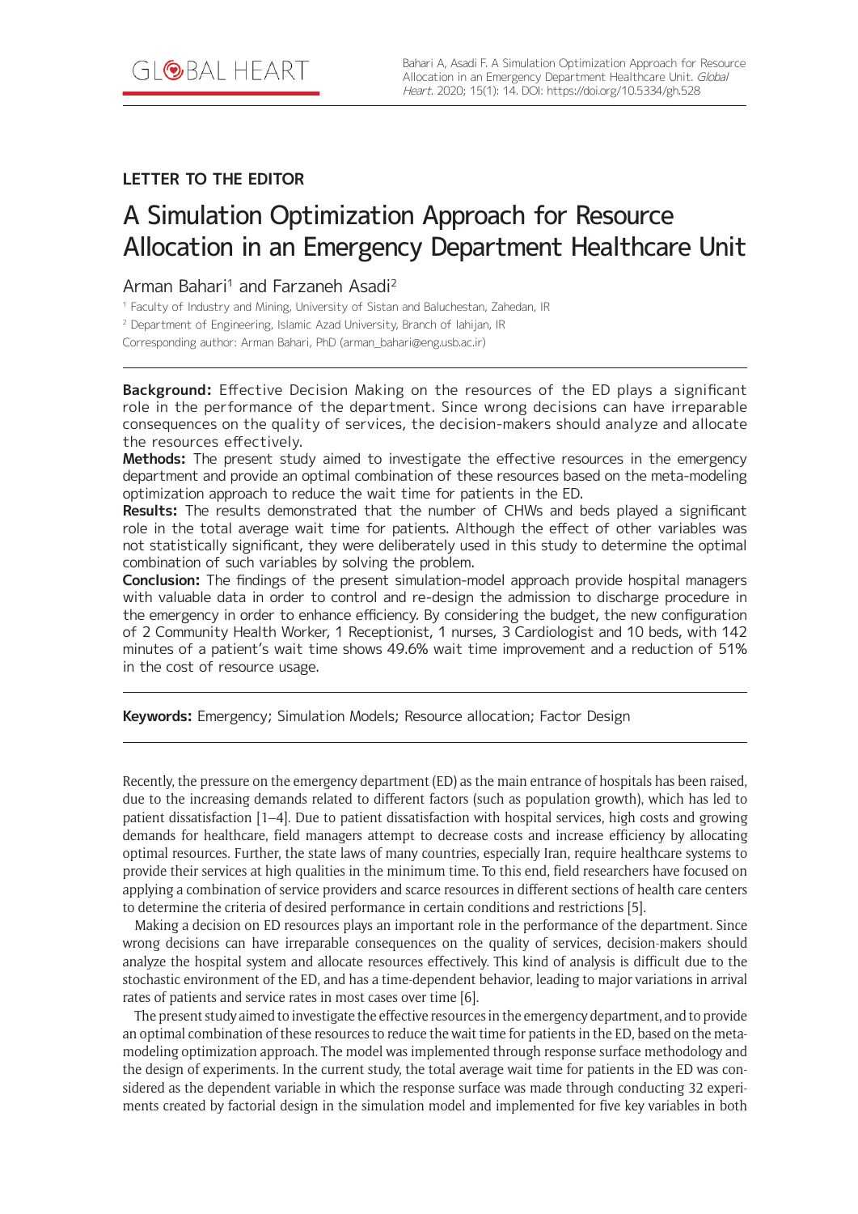## LETTER TO THE EDITOR

# A Simulation Optimization Approach for Resource Allocation in an Emergency Department Healthcare Unit

Arman Bahari[1] and Farzaneh Asadi[2]

[1] Faculty of Industry and Mining, University of Sistan and Baluchestan, Zahedan, IR

[2] Department of Engineering, Islamic Azad University, Branch of lahijan, IR

Corresponding author: Arman Bahari, PhD (arman_bahari@eng.usb.ac.ir)

**Background:** Effective Decision Making on the resources of the ED plays a significant role in the performance of the department. Since wrong decisions can have irreparable consequences on the quality of services, the decision-makers should analyze and allocate the resources effectively.

**Methods:** The present study aimed to investigate the effective resources in the emergency department and provide an optimal combination of these resources based on the meta-modeling optimization approach to reduce the wait time for patients in the ED.

**Results:** The results demonstrated that the number of CHWs and beds played a significant role in the total average wait time for patients. Although the effect of other variables was not statistically significant, they were deliberately used in this study to determine the optimal combination of such variables by solving the problem.

**Conclusion:** The findings of the present simulation-model approach provide hospital managers with valuable data in order to control and re-design the admission to discharge procedure in the emergency in order to enhance efficiency. By considering the budget, the new configuration of 2 Community Health Worker, 1 Receptionist, 1 nurses, 3 Cardiologist and 10 beds, with 142 minutes of a patient's wait time shows 49.6% wait time improvement and a reduction of 51% in the cost of resource usage.

**Keywords:** Emergency; Simulation Models; Resource allocation; Factor Design

Recently, the pressure on the emergency department (ED) as the main entrance of hospitals has been raised, due to the increasing demands related to different factors (such as population growth), which has led to patient dissatisfaction [1–4]. Due to patient dissatisfaction with hospital services, high costs and growing demands for healthcare, field managers attempt to decrease costs and increase efficiency by allocating optimal resources. Further, the state laws of many countries, especially Iran, require healthcare systems to provide their services at high qualities in the minimum time. To this end, field researchers have focused on applying a combination of service providers and scarce resources in different sections of health care centers to determine the criteria of desired performance in certain conditions and restrictions [5].

Making a decision on ED resources plays an important role in the performance of the department. Since wrong decisions can have irreparable consequences on the quality of services, decision-makers should analyze the hospital system and allocate resources effectively. This kind of analysis is difficult due to the stochastic environment of the ED, and has a time-dependent behavior, leading to major variations in arrival rates of patients and service rates in most cases over time [6].

The present study aimed to investigate the effective resources in the emergency department, and to provide an optimal combination of these resources to reduce the wait time for patients in the ED, based on the meta-modeling optimization approach. The model was implemented through response surface methodology and the design of experiments. In the current study, the total average wait time for patients in the ED was considered as the dependent variable in which the response surface was made through conducting 32 experiments created by factorial design in the simulation model and implemented for five key variables in both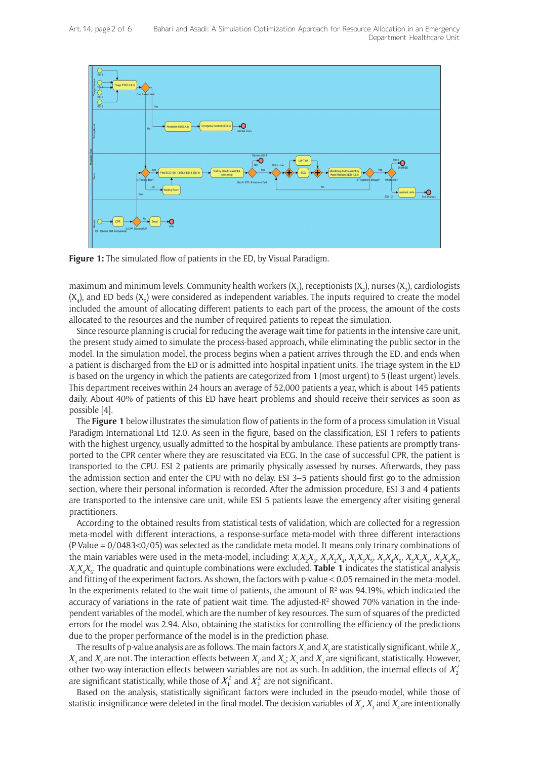**Figure 1:** The simulated flow of patients in the ED, by Visual Paradigm.

maximum and minimum levels. Community health workers ($X_1$), receptionists ($X_2$), nurses ($X_3$), cardiologists ($X_4$), and ED beds ($X_5$) were considered as independent variables. The inputs required to create the model included the amount of allocating different patients to each part of the process, the amount of the costs allocated to the resources and the number of required patients to repeat the simulation.

Since resource planning is crucial for reducing the average wait time for patients in the intensive care unit, the present study aimed to simulate the process-based approach, while eliminating the public sector in the model. In the simulation model, the process begins when a patient arrives through the ED, and ends when a patient is discharged from the ED or is admitted into hospital inpatient units. The triage system in the ED is based on the urgency in which the patients are categorized from 1 (most urgent) to 5 (least urgent) levels. This department receives within 24 hours an average of 52,000 patients a year, which is about 145 patients daily. About 40% of patients of this ED have heart problems and should receive their services as soon as possible [4].

The **Figure 1** below illustrates the simulation flow of patients in the form of a process simulation in Visual Paradigm International Ltd 12.0. As seen in the figure, based on the classification, ESI 1 refers to patients with the highest urgency, usually admitted to the hospital by ambulance. These patients are promptly transported to the CPR center where they are resuscitated via ECG. In the case of successful CPR, the patient is transported to the CPU. ESI 2 patients are primarily physically assessed by nurses. Afterwards, they pass the admission section and enter the CPU with no delay. ESI 3–5 patients should first go to the admission section, where their personal information is recorded. After the admission procedure, ESI 3 and 4 patients are transported to the intensive care unit, while ESI 5 patients leave the emergency after visiting general practitioners.

According to the obtained results from statistical tests of validation, which are collected for a regression meta-model with different interactions, a response-surface meta-model with three different interactions (P-Value = 0/0483<0/05) was selected as the candidate meta-model. It means only trinary combinations of the main variables were used in the meta-model, including: $X_1X_2X_3$, $X_1X_2X_4$, $X_1X_3X_5$, $X_1X_4X_5$, $X_2X_3X_4$, $X_2X_4X_5$, $X_3X_4X_5$. The quadratic and quintuple combinations were excluded. **Table 1** indicates the statistical analysis and fitting of the experiment factors. As shown, the factors with p-value < 0.05 remained in the meta-model. In the experiments related to the wait time of patients, the amount of $R^2$ was 94.19%, which indicated the accuracy of variations in the rate of patient wait time. The adjusted-$R^2$ showed 70% variation in the independent variables of the model, which are the number of key resources. The sum of squares of the predicted errors for the model was 2.94. Also, obtaining the statistics for controlling the efficiency of the predictions due to the proper performance of the model is in the prediction phase.

The results of p-value analysis are as follows. The main factors $X_1$ and $X_5$ are statistically significant, while $X_2$, $X_3$ and $X_4$ are not. The interaction effects between $X_1$ and $X_5$; $X_5$ and $X_3$ are significant, statistically. However, other two-way interaction effects between variables are not as such. In addition, the internal effects of $X_2^2$ are significant statistically, while those of $X_1^2$ and $X_3^2$ are not significant.

Based on the analysis, statistically significant factors were included in the pseudo-model, while those of statistic insignificance were deleted in the final model. The decision variables of $X_2$, $X_3$ and $X_4$ are intentionally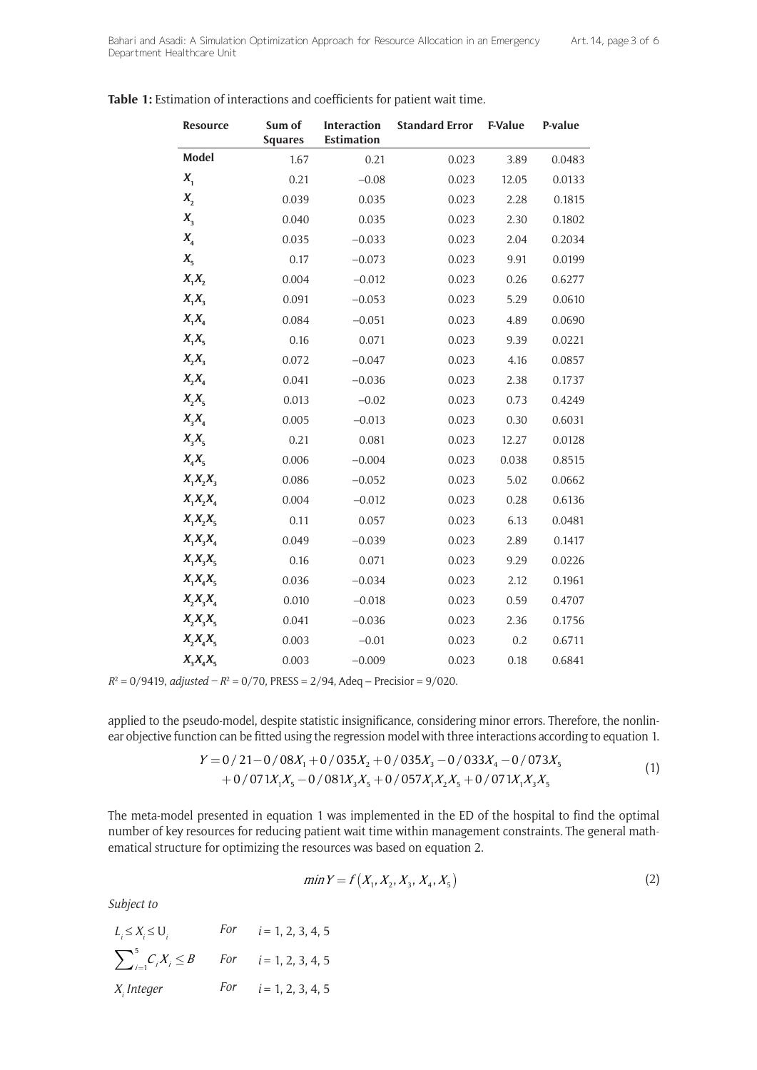**Table 1:** Estimation of interactions and coefficients for patient wait time.

| Resource | Sum of Squares | Interaction Estimation | Standard Error | F-Value | P-value |
|---|---|---|---|---|---|
| **Model** | 1.67 | 0.21 | 0.023 | 3.89 | 0.0483 |
| $X_1$ | 0.21 | −0.08 | 0.023 | 12.05 | 0.0133 |
| $X_2$ | 0.039 | 0.035 | 0.023 | 2.28 | 0.1815 |
| $X_3$ | 0.040 | 0.035 | 0.023 | 2.30 | 0.1802 |
| $X_4$ | 0.035 | −0.033 | 0.023 | 2.04 | 0.2034 |
| $X_5$ | 0.17 | −0.073 | 0.023 | 9.91 | 0.0199 |
| $X_1X_2$ | 0.004 | −0.012 | 0.023 | 0.26 | 0.6277 |
| $X_1X_3$ | 0.091 | −0.053 | 0.023 | 5.29 | 0.0610 |
| $X_1X_4$ | 0.084 | −0.051 | 0.023 | 4.89 | 0.0690 |
| $X_1X_5$ | 0.16 | 0.071 | 0.023 | 9.39 | 0.0221 |
| $X_2X_3$ | 0.072 | −0.047 | 0.023 | 4.16 | 0.0857 |
| $X_2X_4$ | 0.041 | −0.036 | 0.023 | 2.38 | 0.1737 |
| $X_2X_5$ | 0.013 | −0.02 | 0.023 | 0.73 | 0.4249 |
| $X_3X_4$ | 0.005 | −0.013 | 0.023 | 0.30 | 0.6031 |
| $X_3X_5$ | 0.21 | 0.081 | 0.023 | 12.27 | 0.0128 |
| $X_4X_5$ | 0.006 | −0.004 | 0.023 | 0.038 | 0.8515 |
| $X_1X_2X_3$ | 0.086 | −0.052 | 0.023 | 5.02 | 0.0662 |
| $X_1X_2X_4$ | 0.004 | −0.012 | 0.023 | 0.28 | 0.6136 |
| $X_1X_2X_5$ | 0.11 | 0.057 | 0.023 | 6.13 | 0.0481 |
| $X_1X_3X_4$ | 0.049 | −0.039 | 0.023 | 2.89 | 0.1417 |
| $X_1X_3X_5$ | 0.16 | 0.071 | 0.023 | 9.29 | 0.0226 |
| $X_1X_4X_5$ | 0.036 | −0.034 | 0.023 | 2.12 | 0.1961 |
| $X_2X_3X_4$ | 0.010 | −0.018 | 0.023 | 0.59 | 0.4707 |
| $X_2X_3X_5$ | 0.041 | −0.036 | 0.023 | 2.36 | 0.1756 |
| $X_2X_4X_5$ | 0.003 | −0.01 | 0.023 | 0.2 | 0.6711 |
| $X_3X_4X_5$ | 0.003 | −0.009 | 0.023 | 0.18 | 0.6841 |

$R^2 = 0/9419$, *adjusted* $- R^2 = 0/70$, PRESS = 2/94, Adeq − Precision = 9/020.

applied to the pseudo-model, despite statistic insignificance, considering minor errors. Therefore, the nonlinear objective function can be fitted using the regression model with three interactions according to equation 1.

$$Y = 0/21 - 0/08X_1 + 0/035X_2 + 0/035X_3 - 0/033X_4 - 0/073X_5 + 0/071X_1X_5 - 0/081X_3X_5 + 0/057X_1X_2X_5 + 0/071X_1X_3X_5 \tag{1}$$

The meta-model presented in equation 1 was implemented in the ED of the hospital to find the optimal number of key resources for reducing patient wait time within management constraints. The general mathematical structure for optimizing the resources was based on equation 2.

$$\min Y = f\left(X_1, X_2, X_3, X_4, X_5\right) \tag{2}$$

*Subject to*

$L_i \leq X_i \leq U_i$ *For* $i = 1, 2, 3, 4, 5$

$\sum_{i=1}^{5} C_i X_i \leq B$ *For* $i = 1, 2, 3, 4, 5$

$X_i$ *Integer* *For* $i = 1, 2, 3, 4, 5$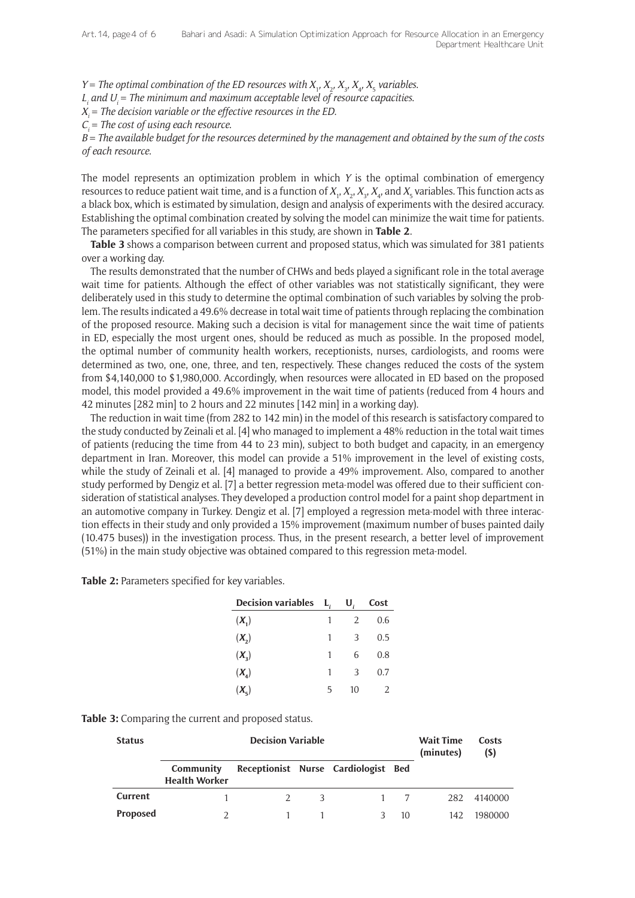*Y = The optimal combination of the ED resources with $X_1$, $X_2$, $X_3$, $X_4$, $X_5$ variables.*
*$L_i$ and $U_i$ = The minimum and maximum acceptable level of resource capacities.*
*$X_i$ = The decision variable or the effective resources in the ED.*
*$C_i$ = The cost of using each resource.*
*B = The available budget for the resources determined by the management and obtained by the sum of the costs of each resource.*

The model represents an optimization problem in which *Y* is the optimal combination of emergency resources to reduce patient wait time, and is a function of $X_1$, $X_2$, $X_3$, $X_4$, and $X_5$ variables. This function acts as a black box, which is estimated by simulation, design and analysis of experiments with the desired accuracy. Establishing the optimal combination created by solving the model can minimize the wait time for patients. The parameters specified for all variables in this study, are shown in **Table 2**.

**Table 3** shows a comparison between current and proposed status, which was simulated for 381 patients over a working day.

The results demonstrated that the number of CHWs and beds played a significant role in the total average wait time for patients. Although the effect of other variables was not statistically significant, they were deliberately used in this study to determine the optimal combination of such variables by solving the problem. The results indicated a 49.6% decrease in total wait time of patients through replacing the combination of the proposed resource. Making such a decision is vital for management since the wait time of patients in ED, especially the most urgent ones, should be reduced as much as possible. In the proposed model, the optimal number of community health workers, receptionists, nurses, cardiologists, and rooms were determined as two, one, one, three, and ten, respectively. These changes reduced the costs of the system from $4,140,000 to $1,980,000. Accordingly, when resources were allocated in ED based on the proposed model, this model provided a 49.6% improvement in the wait time of patients (reduced from 4 hours and 42 minutes [282 min] to 2 hours and 22 minutes [142 min] in a working day).

The reduction in wait time (from 282 to 142 min) in the model of this research is satisfactory compared to the study conducted by Zeinali et al. [4] who managed to implement a 48% reduction in the total wait times of patients (reducing the time from 44 to 23 min), subject to both budget and capacity, in an emergency department in Iran. Moreover, this model can provide a 51% improvement in the level of existing costs, while the study of Zeinali et al. [4] managed to provide a 49% improvement. Also, compared to another study performed by Dengiz et al. [7] a better regression meta-model was offered due to their sufficient consideration of statistical analyses. They developed a production control model for a paint shop department in an automotive company in Turkey. Dengiz et al. [7] employed a regression meta-model with three interaction effects in their study and only provided a 15% improvement (maximum number of buses painted daily (10.475 buses)) in the investigation process. Thus, in the present research, a better level of improvement (51%) in the main study objective was obtained compared to this regression meta-model.

**Table 2:** Parameters specified for key variables.

| Decision variables | $L_i$ | $U_i$ | Cost |
|---|---|---|---|
| ($X_1$) | 1 | 2 | 0.6 |
| ($X_2$) | 1 | 3 | 0.5 |
| ($X_3$) | 1 | 6 | 0.8 |
| ($X_4$) | 1 | 3 | 0.7 |
| ($X_5$) | 5 | 10 | 2 |

**Table 3:** Comparing the current and proposed status.

| Status | Decision Variable | | | | | Wait Time (minutes) | Costs ($) |
|---|---|---|---|---|---|---|---|
| | Community Health Worker | Receptionist | Nurse | Cardiologist | Bed | | |
| **Current** | 1 | 2 | 3 | 1 | 7 | 282 | 4140000 |
| **Proposed** | 2 | 1 | 1 | 3 | 10 | 142 | 1980000 |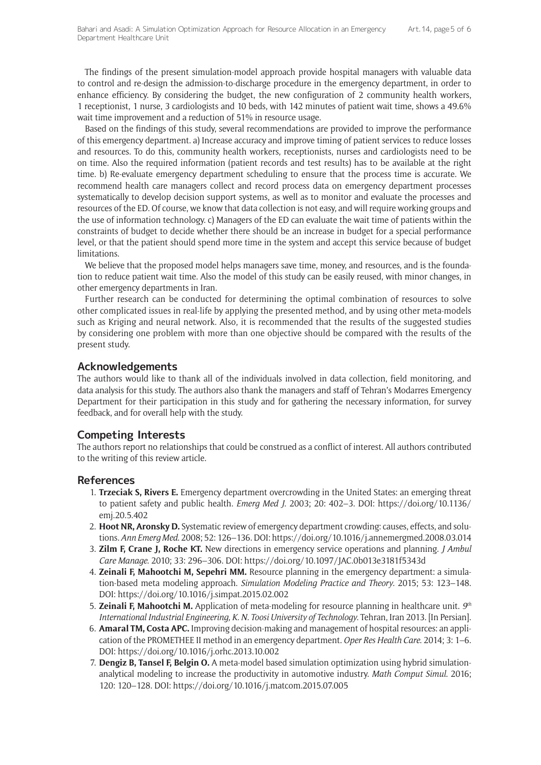The findings of the present simulation-model approach provide hospital managers with valuable data to control and re-design the admission-to-discharge procedure in the emergency department, in order to enhance efficiency. By considering the budget, the new configuration of 2 community health workers, 1 receptionist, 1 nurse, 3 cardiologists and 10 beds, with 142 minutes of patient wait time, shows a 49.6% wait time improvement and a reduction of 51% in resource usage.

Based on the findings of this study, several recommendations are provided to improve the performance of this emergency department. a) Increase accuracy and improve timing of patient services to reduce losses and resources. To do this, community health workers, receptionists, nurses and cardiologists need to be on time. Also the required information (patient records and test results) has to be available at the right time. b) Re-evaluate emergency department scheduling to ensure that the process time is accurate. We recommend health care managers collect and record process data on emergency department processes systematically to develop decision support systems, as well as to monitor and evaluate the processes and resources of the ED. Of course, we know that data collection is not easy, and will require working groups and the use of information technology. c) Managers of the ED can evaluate the wait time of patients within the constraints of budget to decide whether there should be an increase in budget for a special performance level, or that the patient should spend more time in the system and accept this service because of budget limitations.

We believe that the proposed model helps managers save time, money, and resources, and is the foundation to reduce patient wait time. Also the model of this study can be easily reused, with minor changes, in other emergency departments in Iran.

Further research can be conducted for determining the optimal combination of resources to solve other complicated issues in real-life by applying the presented method, and by using other meta-models such as Kriging and neural network. Also, it is recommended that the results of the suggested studies by considering one problem with more than one objective should be compared with the results of the present study.

## Acknowledgements

The authors would like to thank all of the individuals involved in data collection, field monitoring, and data analysis for this study. The authors also thank the managers and staff of Tehran's Modarres Emergency Department for their participation in this study and for gathering the necessary information, for survey feedback, and for overall help with the study.

## Competing Interests

The authors report no relationships that could be construed as a conflict of interest. All authors contributed to the writing of this review article.

## References

1. **Trzeciak S, Rivers E.** Emergency department overcrowding in the United States: an emerging threat to patient safety and public health. *Emerg Med J*. 2003; 20: 402–3. DOI: https://doi.org/10.1136/emj.20.5.402
2. **Hoot NR, Aronsky D.** Systematic review of emergency department crowding: causes, effects, and solutions. *Ann Emerg Med*. 2008; 52: 126–136. DOI: https://doi.org/10.1016/j.annemergmed.2008.03.014
3. **Zilm F, Crane J, Roche KT.** New directions in emergency service operations and planning. *J Ambul Care Manage*. 2010; 33: 296–306. DOI: https://doi.org/10.1097/JAC.0b013e3181f5343d
4. **Zeinali F, Mahootchi M, Sepehri MM.** Resource planning in the emergency department: a simulation-based meta modeling approach. *Simulation Modeling Practice and Theory*. 2015; 53: 123–148. DOI: https://doi.org/10.1016/j.simpat.2015.02.002
5. **Zeinali F, Mahootchi M.** Application of meta-modeling for resource planning in healthcare unit. *9th International Industrial Engineering, K. N. Toosi University of Technology*. Tehran, Iran 2013. [In Persian].
6. **Amaral TM, Costa APC.** Improving decision-making and management of hospital resources: an application of the PROMETHEE II method in an emergency department. *Oper Res Health Care*. 2014; 3: 1–6. DOI: https://doi.org/10.1016/j.orhc.2013.10.002
7. **Dengiz B, Tansel F, Belgin O.** A meta-model based simulation optimization using hybrid simulation-analytical modeling to increase the productivity in automotive industry. *Math Comput Simul*. 2016; 120: 120–128. DOI: https://doi.org/10.1016/j.matcom.2015.07.005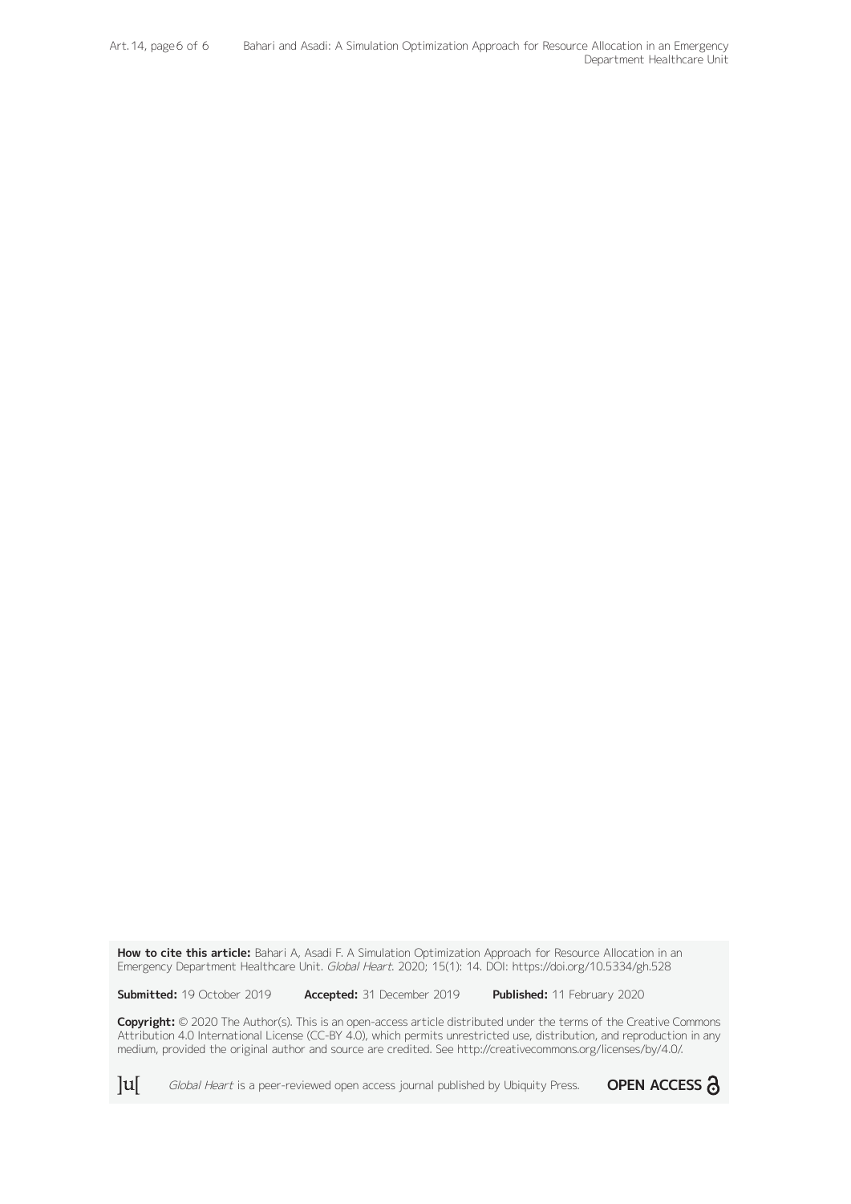**How to cite this article:** Bahari A, Asadi F. A Simulation Optimization Approach for Resource Allocation in an Emergency Department Healthcare Unit. *Global Heart*. 2020; 15(1): 14. DOI: https://doi.org/10.5334/gh.528

**Submitted:** 19 October 2019 **Accepted:** 31 December 2019 **Published:** 11 February 2020

**Copyright:** © 2020 The Author(s). This is an open-access article distributed under the terms of the Creative Commons Attribution 4.0 International License (CC-BY 4.0), which permits unrestricted use, distribution, and reproduction in any medium, provided the original author and source are credited. See http://creativecommons.org/licenses/by/4.0/.

*Global Heart* is a peer-reviewed open access journal published by Ubiquity Press. **OPEN ACCESS**